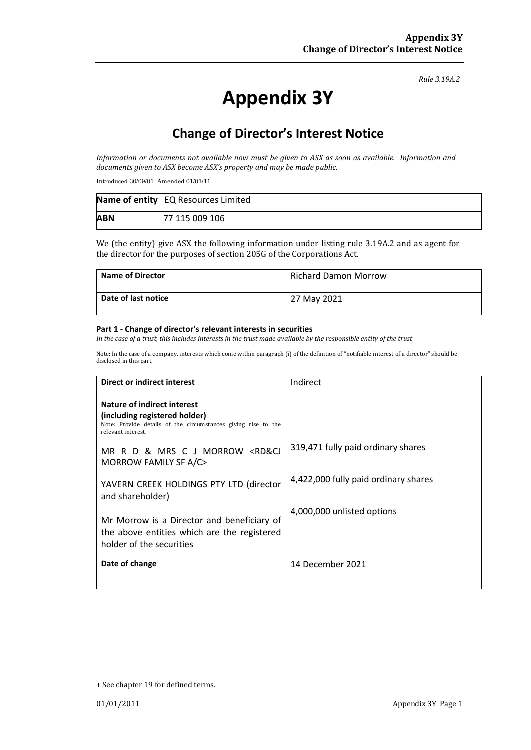*Rule 3.19A.2*

# Appendix 3Y

## Change of Director's Interest Notice

*Information or documents not available now must be given to ASX as soon as available. Information and documents given to ASX become ASX's property and may be made public.*

Introduced 30/09/01 Amended 01/01/11

| **Name of entity** | EQ Resources Limited |
|---|---|
| **ABN** | 77 115 009 106 |

We (the entity) give ASX the following information under listing rule 3.19A.2 and as agent for the director for the purposes of section 205G of the Corporations Act.

| **Name of Director** | Richard Damon Morrow |
|---|---|
| **Date of last notice** | 27 May 2021 |

**Part 1 - Change of director's relevant interests in securities**

*In the case of a trust, this includes interests in the trust made available by the responsible entity of the trust*

Note: In the case of a company, interests which come within paragraph (i) of the definition of "notifiable interest of a director" should be disclosed in this part.

| **Direct or indirect interest** | Indirect |
|---|---|
| **Nature of indirect interest (including registered holder)** Note: Provide details of the circumstances giving rise to the relevant interest.<br><br>MR R D & MRS C J MORROW <RD&CJ MORROW FAMILY SF A/C><br><br>YAVERN CREEK HOLDINGS PTY LTD (director and shareholder)<br><br>Mr Morrow is a Director and beneficiary of the above entities which are the registered holder of the securities | 319,471 fully paid ordinary shares<br><br>4,422,000 fully paid ordinary shares<br><br>4,000,000 unlisted options |
| **Date of change** | 14 December 2021 |

+ See chapter 19 for defined terms.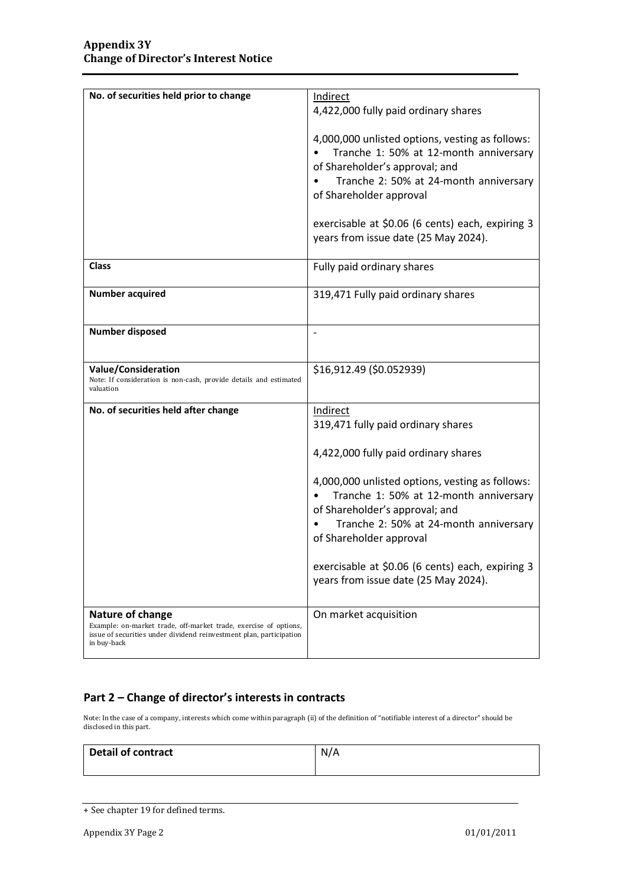| | |
|---|---|
| **No. of securities held prior to change** | Indirect<br>4,422,000 fully paid ordinary shares<br><br>4,000,000 unlisted options, vesting as follows:<br>• Tranche 1: 50% at 12-month anniversary of Shareholder's approval; and<br>• Tranche 2: 50% at 24-month anniversary of Shareholder approval<br><br>exercisable at \$0.06 (6 cents) each, expiring 3 years from issue date (25 May 2024). |
| **Class** | Fully paid ordinary shares |
| **Number acquired** | 319,471 Fully paid ordinary shares |
| **Number disposed** | - |
| **Value/Consideration**<br>Note: If consideration is non-cash, provide details and estimated valuation | \$16,912.49 (\$0.052939) |
| **No. of securities held after change** | Indirect<br>319,471 fully paid ordinary shares<br><br>4,422,000 fully paid ordinary shares<br><br>4,000,000 unlisted options, vesting as follows:<br>• Tranche 1: 50% at 12-month anniversary of Shareholder's approval; and<br>• Tranche 2: 50% at 24-month anniversary of Shareholder approval<br><br>exercisable at \$0.06 (6 cents) each, expiring 3 years from issue date (25 May 2024). |
| **Nature of change**<br>Example: on-market trade, off-market trade, exercise of options, issue of securities under dividend reinvestment plan, participation in buy-back | On market acquisition |

## Part 2 – Change of director's interests in contracts

Note: In the case of a company, interests which come within paragraph (ii) of the definition of "notifiable interest of a director" should be disclosed in this part.

| | |
|---|---|
| **Detail of contract** | N/A |

+ See chapter 19 for defined terms.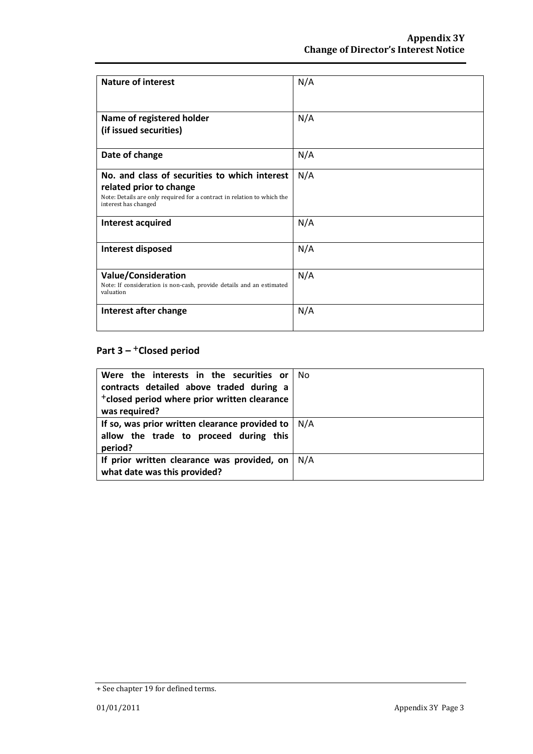| | |
|---|---|
| **Nature of interest** | N/A |
| **Name of registered holder (if issued securities)** | N/A |
| **Date of change** | N/A |
| **No. and class of securities to which interest related prior to change**<br>Note: Details are only required for a contract in relation to which the interest has changed | N/A |
| **Interest acquired** | N/A |
| **Interest disposed** | N/A |
| **Value/Consideration**<br>Note: If consideration is non-cash, provide details and an estimated valuation | N/A |
| **Interest after change** | N/A |

## Part 3 – +Closed period

| | |
|---|---|
| **Were the interests in the securities or contracts detailed above traded during a +closed period where prior written clearance was required?** | No |
| **If so, was prior written clearance provided to allow the trade to proceed during this period?** | N/A |
| **If prior written clearance was provided, on what date was this provided?** | N/A |

+ See chapter 19 for defined terms.